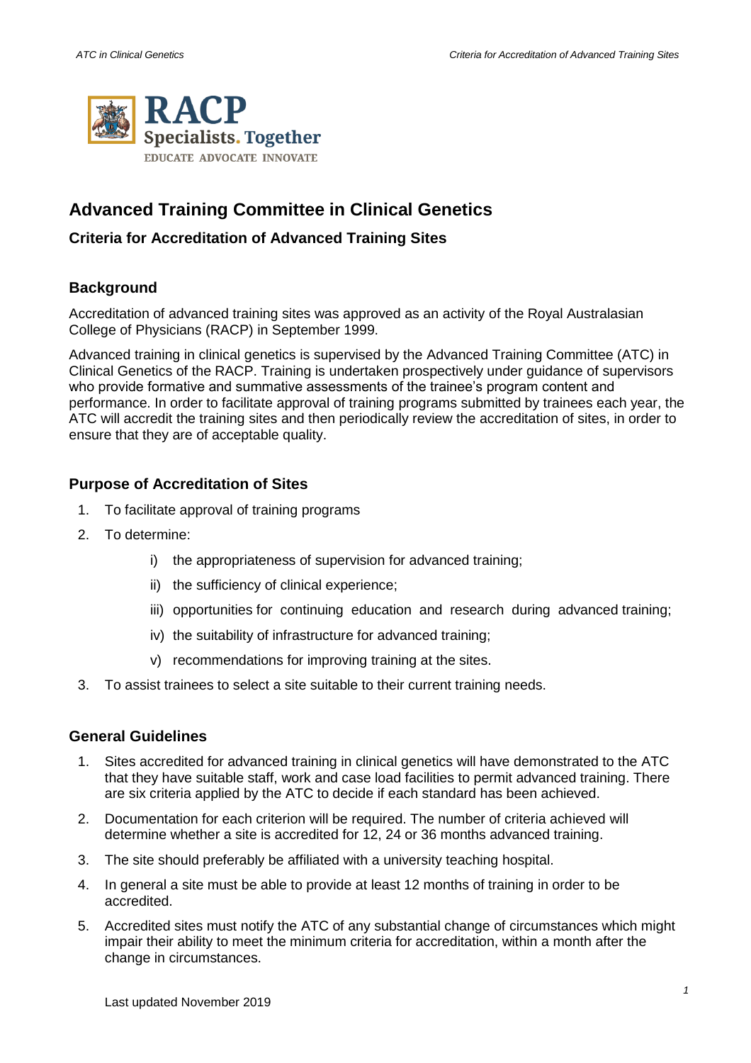# Advanced Training Committee in Clinical Genetics

## Criteria for Accreditation of Advanced Training Sites

### Background

Accreditation of advanced training sites was approved as an activity of the Royal Australasian College of Physicians (RACP) in September 1999.

Advanced training in clinical genetics is supervised by the Advanced Training Committee (ATC) in Clinical Genetics of the RACP. Training is undertaken prospectively under guidance of supervisors who provide formative and summative assessments of the trainee's program content and performance. In order to facilitate approval of training programs submitted by trainees each year, the ATC will accredit the training sites and then periodically review the accreditation of sites, in order to ensure that they are of acceptable quality.

### Purpose of Accreditation of Sites

1. To facilitate approval of training programs
2. To determine:
   - i) the appropriateness of supervision for advanced training;
   - ii) the sufficiency of clinical experience;
   - iii) opportunities for continuing education and research during advanced training;
   - iv) the suitability of infrastructure for advanced training;
   - v) recommendations for improving training at the sites.
3. To assist trainees to select a site suitable to their current training needs.

### General Guidelines

1. Sites accredited for advanced training in clinical genetics will have demonstrated to the ATC that they have suitable staff, work and case load facilities to permit advanced training. There are six criteria applied by the ATC to decide if each standard has been achieved.
2. Documentation for each criterion will be required. The number of criteria achieved will determine whether a site is accredited for 12, 24 or 36 months advanced training.
3. The site should preferably be affiliated with a university teaching hospital.
4. In general a site must be able to provide at least 12 months of training in order to be accredited.
5. Accredited sites must notify the ATC of any substantial change of circumstances which might impair their ability to meet the minimum criteria for accreditation, within a month after the change in circumstances.

Last updated November 2019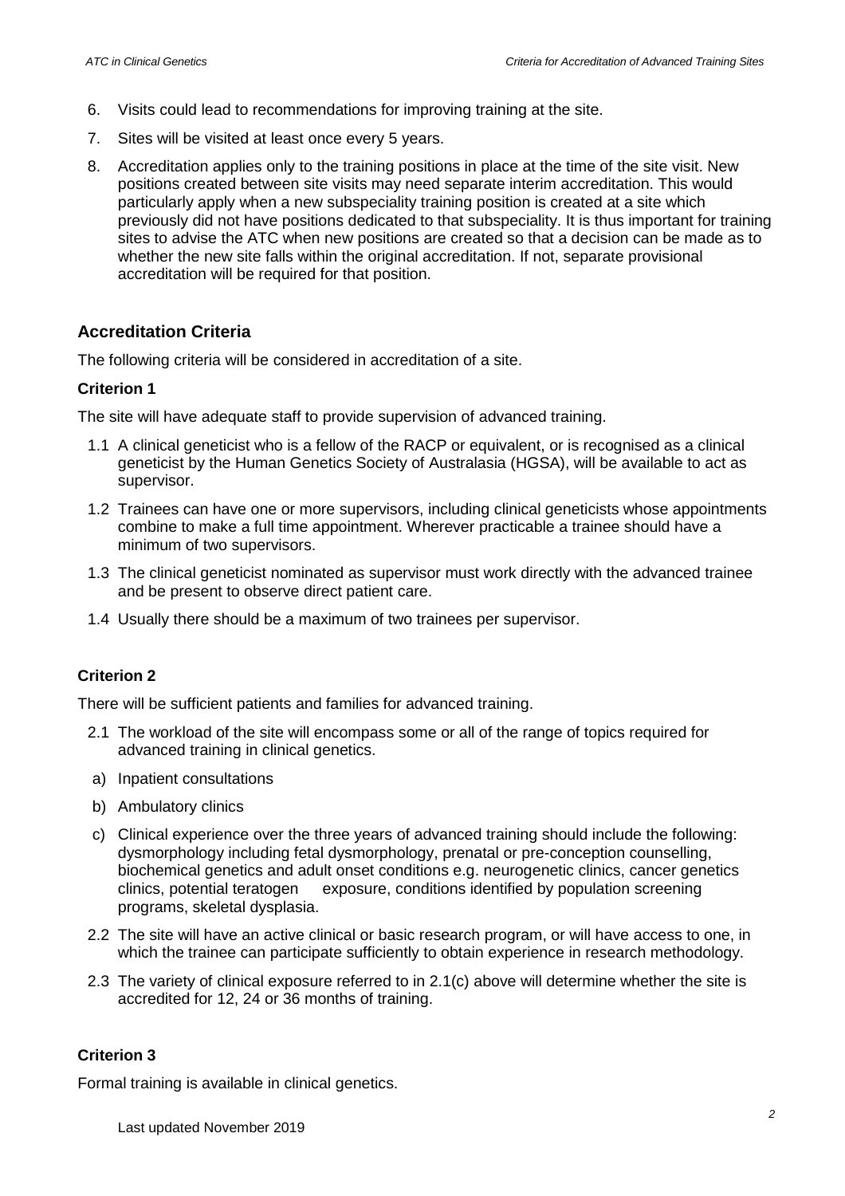6. Visits could lead to recommendations for improving training at the site.
7. Sites will be visited at least once every 5 years.
8. Accreditation applies only to the training positions in place at the time of the site visit. New positions created between site visits may need separate interim accreditation. This would particularly apply when a new subspeciality training position is created at a site which previously did not have positions dedicated to that subspeciality. It is thus important for training sites to advise the ATC when new positions are created so that a decision can be made as to whether the new site falls within the original accreditation. If not, separate provisional accreditation will be required for that position.

## Accreditation Criteria

The following criteria will be considered in accreditation of a site.

### Criterion 1

The site will have adequate staff to provide supervision of advanced training.

1.1 A clinical geneticist who is a fellow of the RACP or equivalent, or is recognised as a clinical geneticist by the Human Genetics Society of Australasia (HGSA), will be available to act as supervisor.

1.2 Trainees can have one or more supervisors, including clinical geneticists whose appointments combine to make a full time appointment. Wherever practicable a trainee should have a minimum of two supervisors.

1.3 The clinical geneticist nominated as supervisor must work directly with the advanced trainee and be present to observe direct patient care.

1.4 Usually there should be a maximum of two trainees per supervisor.

### Criterion 2

There will be sufficient patients and families for advanced training.

2.1 The workload of the site will encompass some or all of the range of topics required for advanced training in clinical genetics.

a) Inpatient consultations

b) Ambulatory clinics

c) Clinical experience over the three years of advanced training should include the following: dysmorphology including fetal dysmorphology, prenatal or pre-conception counselling, biochemical genetics and adult onset conditions e.g. neurogenetic clinics, cancer genetics clinics, potential teratogen exposure, conditions identified by population screening programs, skeletal dysplasia.

2.2 The site will have an active clinical or basic research program, or will have access to one, in which the trainee can participate sufficiently to obtain experience in research methodology.

2.3 The variety of clinical exposure referred to in 2.1(c) above will determine whether the site is accredited for 12, 24 or 36 months of training.

### Criterion 3

Formal training is available in clinical genetics.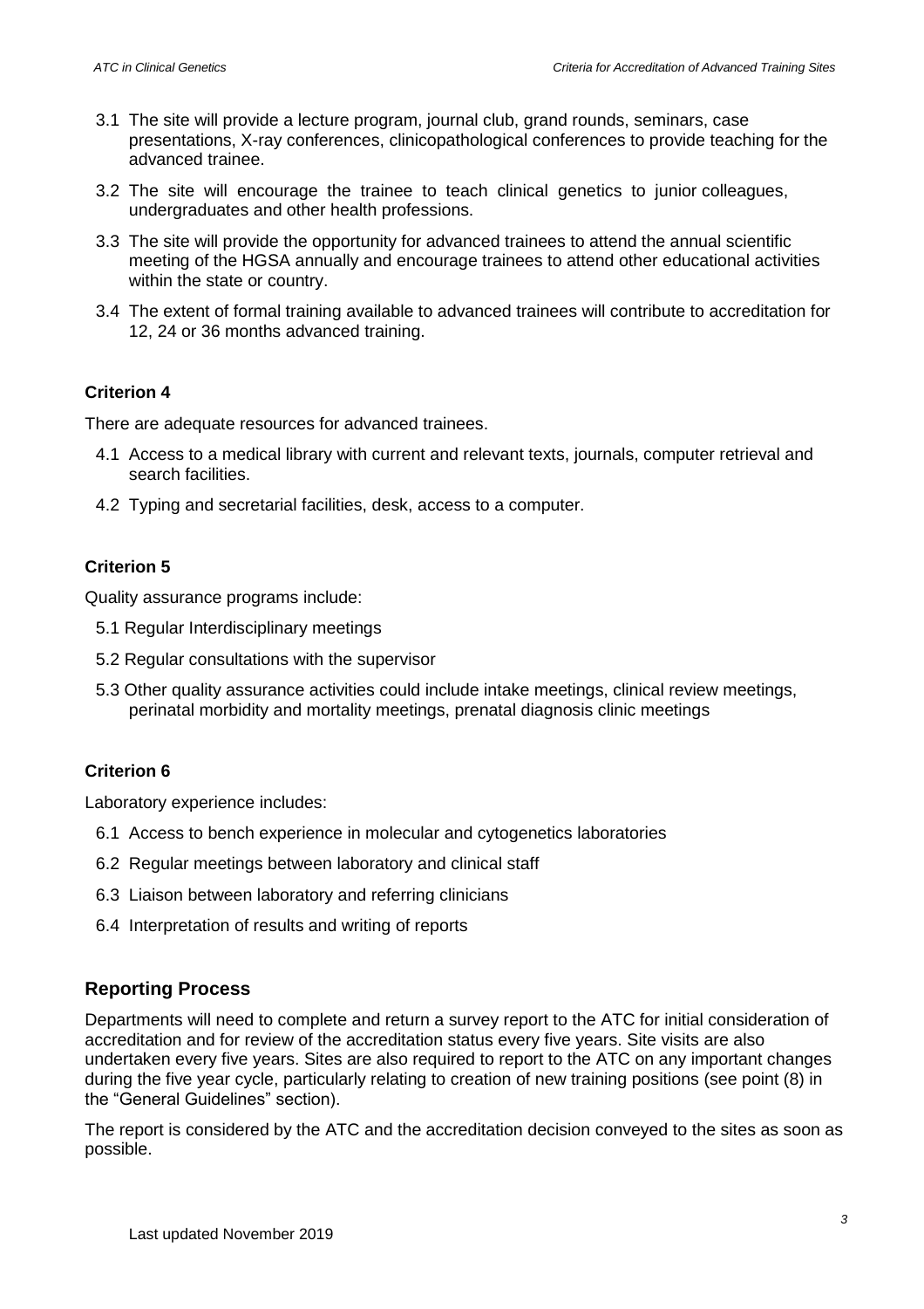3.1 The site will provide a lecture program, journal club, grand rounds, seminars, case presentations, X-ray conferences, clinicopathological conferences to provide teaching for the advanced trainee.

3.2 The site will encourage the trainee to teach clinical genetics to junior colleagues, undergraduates and other health professions.

3.3 The site will provide the opportunity for advanced trainees to attend the annual scientific meeting of the HGSA annually and encourage trainees to attend other educational activities within the state or country.

3.4 The extent of formal training available to advanced trainees will contribute to accreditation for 12, 24 or 36 months advanced training.

### Criterion 4

There are adequate resources for advanced trainees.

4.1 Access to a medical library with current and relevant texts, journals, computer retrieval and search facilities.

4.2 Typing and secretarial facilities, desk, access to a computer.

### Criterion 5

Quality assurance programs include:

5.1 Regular Interdisciplinary meetings

5.2 Regular consultations with the supervisor

5.3 Other quality assurance activities could include intake meetings, clinical review meetings, perinatal morbidity and mortality meetings, prenatal diagnosis clinic meetings

### Criterion 6

Laboratory experience includes:

6.1 Access to bench experience in molecular and cytogenetics laboratories

6.2 Regular meetings between laboratory and clinical staff

6.3 Liaison between laboratory and referring clinicians

6.4 Interpretation of results and writing of reports

## Reporting Process

Departments will need to complete and return a survey report to the ATC for initial consideration of accreditation and for review of the accreditation status every five years. Site visits are also undertaken every five years. Sites are also required to report to the ATC on any important changes during the five year cycle, particularly relating to creation of new training positions (see point (8) in the "General Guidelines" section).

The report is considered by the ATC and the accreditation decision conveyed to the sites as soon as possible.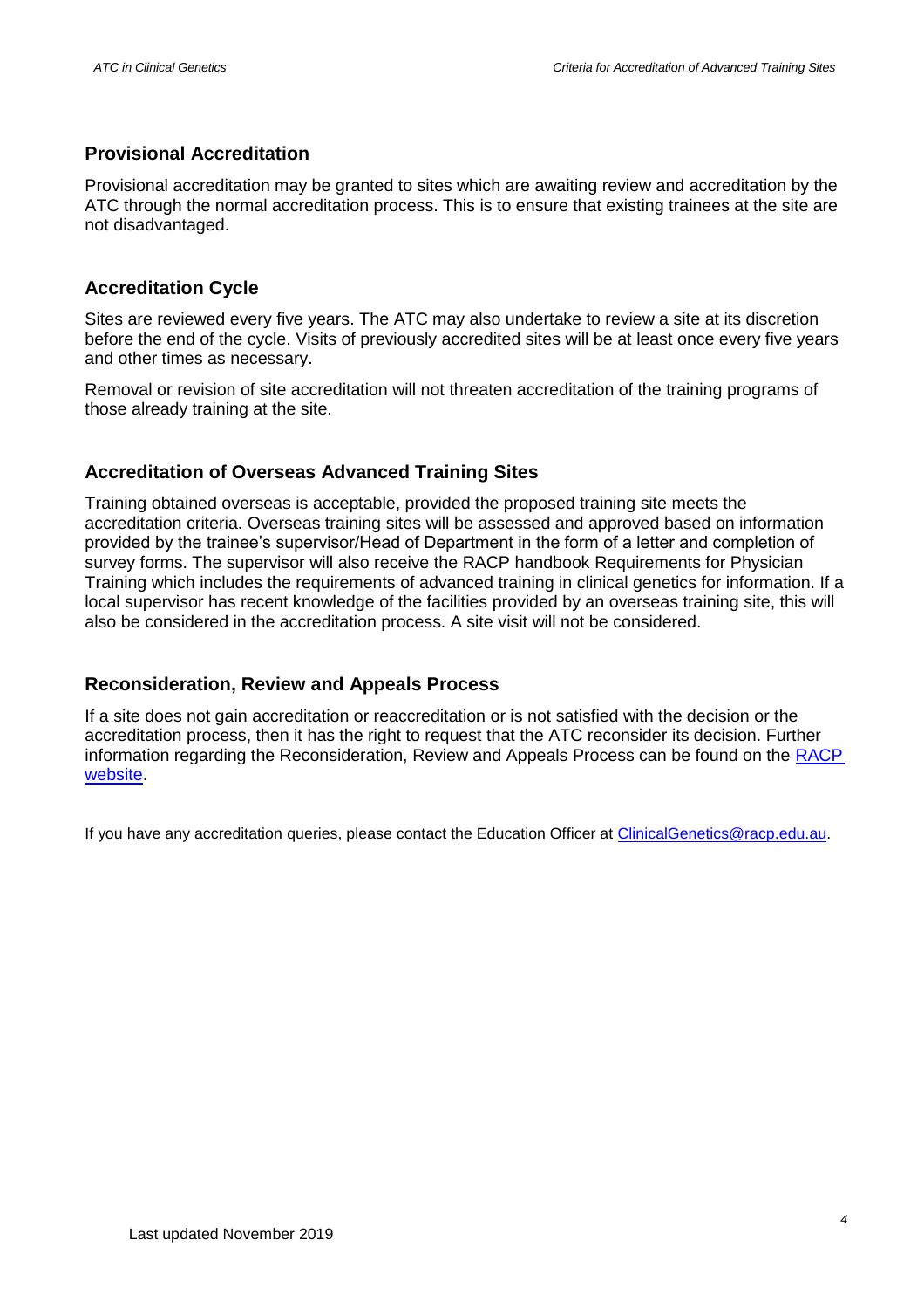## Provisional Accreditation

Provisional accreditation may be granted to sites which are awaiting review and accreditation by the ATC through the normal accreditation process. This is to ensure that existing trainees at the site are not disadvantaged.

## Accreditation Cycle

Sites are reviewed every five years. The ATC may also undertake to review a site at its discretion before the end of the cycle. Visits of previously accredited sites will be at least once every five years and other times as necessary.

Removal or revision of site accreditation will not threaten accreditation of the training programs of those already training at the site.

## Accreditation of Overseas Advanced Training Sites

Training obtained overseas is acceptable, provided the proposed training site meets the accreditation criteria. Overseas training sites will be assessed and approved based on information provided by the trainee's supervisor/Head of Department in the form of a letter and completion of survey forms. The supervisor will also receive the RACP handbook Requirements for Physician Training which includes the requirements of advanced training in clinical genetics for information. If a local supervisor has recent knowledge of the facilities provided by an overseas training site, this will also be considered in the accreditation process. A site visit will not be considered.

## Reconsideration, Review and Appeals Process

If a site does not gain accreditation or reaccreditation or is not satisfied with the decision or the accreditation process, then it has the right to request that the ATC reconsider its decision. Further information regarding the Reconsideration, Review and Appeals Process can be found on the [RACP website](#).

If you have any accreditation queries, please contact the Education Officer at ClinicalGenetics@racp.edu.au.

Last updated November 2019